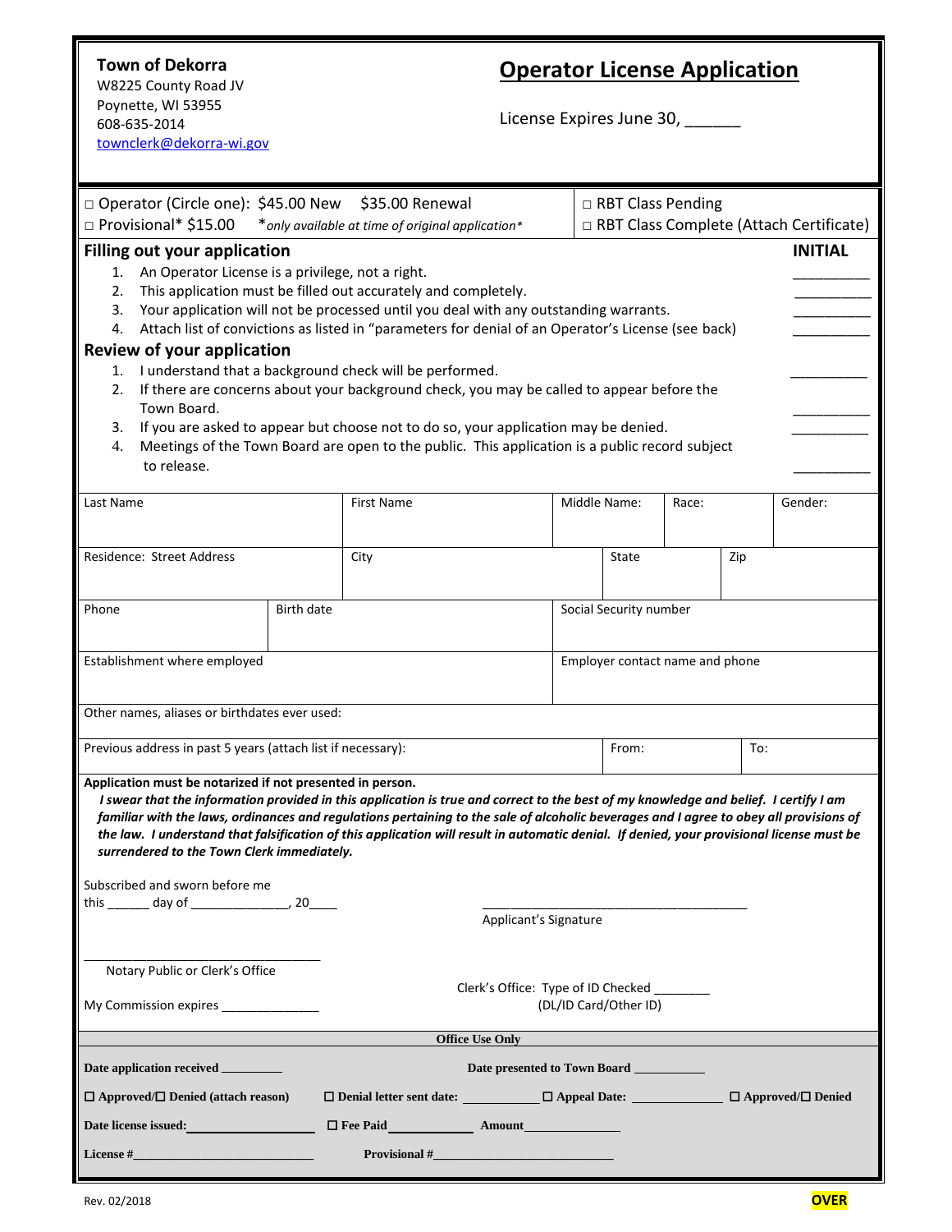**Town of Dekorra**
W8225 County Road JV
Poynette, WI 53955
608-635-2014
townclerk@dekorra-wi.gov

# Operator License Application

License Expires June 30, ______

| | |
|---|---|
| □ Operator (Circle one): $45.00 New $35.00 Renewal | □ RBT Class Pending |
| □ Provisional* $15.00 *only available at time of original application* | □ RBT Class Complete (Attach Certificate) |

## Filling out your application

**INITIAL**

1. An Operator License is a privilege, not a right. __________
2. This application must be filled out accurately and completely. __________
3. Your application will not be processed until you deal with any outstanding warrants. __________
4. Attach list of convictions as listed in "parameters for denial of an Operator's License (see back) __________

## Review of your application

1. I understand that a background check will be performed. __________
2. If there are concerns about your background check, you may be called to appear before the Town Board. __________
3. If you are asked to appear but choose not to do so, your application may be denied. __________
4. Meetings of the Town Board are open to the public. This application is a public record subject to release. __________

| Last Name | First Name | Middle Name: | Race: | Gender: |
|---|---|---|---|---|
| | | | | |

| Residence: Street Address | City | State | Zip |
|---|---|---|---|
| | | | |

| Phone | Birth date | Social Security number |
|---|---|---|
| | | |

| Establishment where employed | Employer contact name and phone |
|---|---|
| | |

Other names, aliases or birthdates ever used:

| Previous address in past 5 years (attach list if necessary): | From: | To: |
|---|---|---|
| | | |

**Application must be notarized if not presented in person.**

***I swear that the information provided in this application is true and correct to the best of my knowledge and belief. I certify I am familiar with the laws, ordinances and regulations pertaining to the sale of alcoholic beverages and I agree to obey all provisions of the law. I understand that falsification of this application will result in automatic denial. If denied, your provisional license must be surrendered to the Town Clerk immediately.***

Subscribed and sworn before me
this ______ day of ______________, 20____

______________________________________
Applicant's Signature

___________________________________
Notary Public or Clerk's Office

My Commission expires ______________

Clerk's Office: Type of ID Checked ________
(DL/ID Card/Other ID)

**Office Use Only**

**Date application received** _________ **Date presented to Town Board** ___________

**☐ Approved/☐ Denied (attach reason)** **☐ Denial letter sent date:** ___________ **☐ Appeal Date:** ______________ **☐ Approved/☐ Denied**

**Date license issued:** __________________ **☐ Fee Paid** ____________ **Amount** ______________

**License #** __________________________ **Provisional #** __________________________

Rev. 02/2018

**OVER**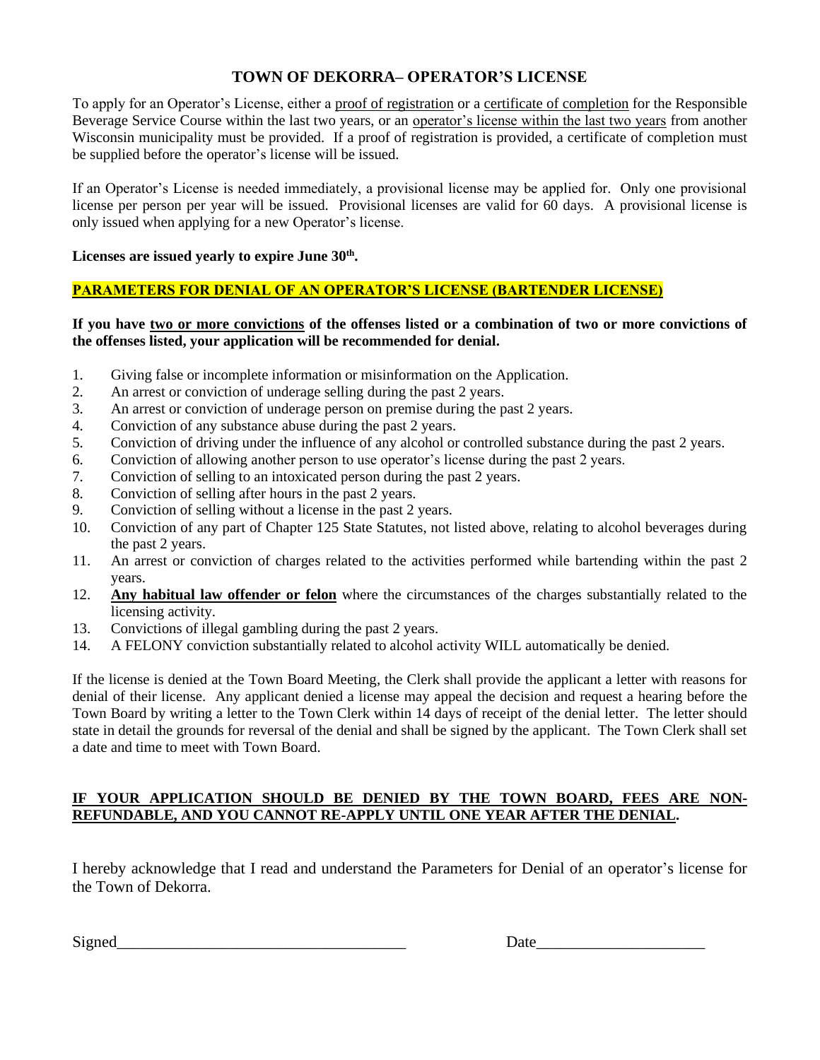# TOWN OF DEKORRA– OPERATOR'S LICENSE

To apply for an Operator's License, either a proof of registration or a certificate of completion for the Responsible Beverage Service Course within the last two years, or an operator's license within the last two years from another Wisconsin municipality must be provided. If a proof of registration is provided, a certificate of completion must be supplied before the operator's license will be issued.

If an Operator's License is needed immediately, a provisional license may be applied for. Only one provisional license per person per year will be issued. Provisional licenses are valid for 60 days. A provisional license is only issued when applying for a new Operator's license.

**Licenses are issued yearly to expire June 30th.**

## PARAMETERS FOR DENIAL OF AN OPERATOR'S LICENSE (BARTENDER LICENSE)

**If you have two or more convictions of the offenses listed or a combination of two or more convictions of the offenses listed, your application will be recommended for denial.**

1. Giving false or incomplete information or misinformation on the Application.
2. An arrest or conviction of underage selling during the past 2 years.
3. An arrest or conviction of underage person on premise during the past 2 years.
4. Conviction of any substance abuse during the past 2 years.
5. Conviction of driving under the influence of any alcohol or controlled substance during the past 2 years.
6. Conviction of allowing another person to use operator's license during the past 2 years.
7. Conviction of selling to an intoxicated person during the past 2 years.
8. Conviction of selling after hours in the past 2 years.
9. Conviction of selling without a license in the past 2 years.
10. Conviction of any part of Chapter 125 State Statutes, not listed above, relating to alcohol beverages during the past 2 years.
11. An arrest or conviction of charges related to the activities performed while bartending within the past 2 years.
12. **Any habitual law offender or felon** where the circumstances of the charges substantially related to the licensing activity.
13. Convictions of illegal gambling during the past 2 years.
14. A FELONY conviction substantially related to alcohol activity WILL automatically be denied.

If the license is denied at the Town Board Meeting, the Clerk shall provide the applicant a letter with reasons for denial of their license. Any applicant denied a license may appeal the decision and request a hearing before the Town Board by writing a letter to the Town Clerk within 14 days of receipt of the denial letter. The letter should state in detail the grounds for reversal of the denial and shall be signed by the applicant. The Town Clerk shall set a date and time to meet with Town Board.

**IF YOUR APPLICATION SHOULD BE DENIED BY THE TOWN BOARD, FEES ARE NON-REFUNDABLE, AND YOU CANNOT RE-APPLY UNTIL ONE YEAR AFTER THE DENIAL.**

I hereby acknowledge that I read and understand the Parameters for Denial of an operator's license for the Town of Dekorra.

Signed___________________________________ Date____________________